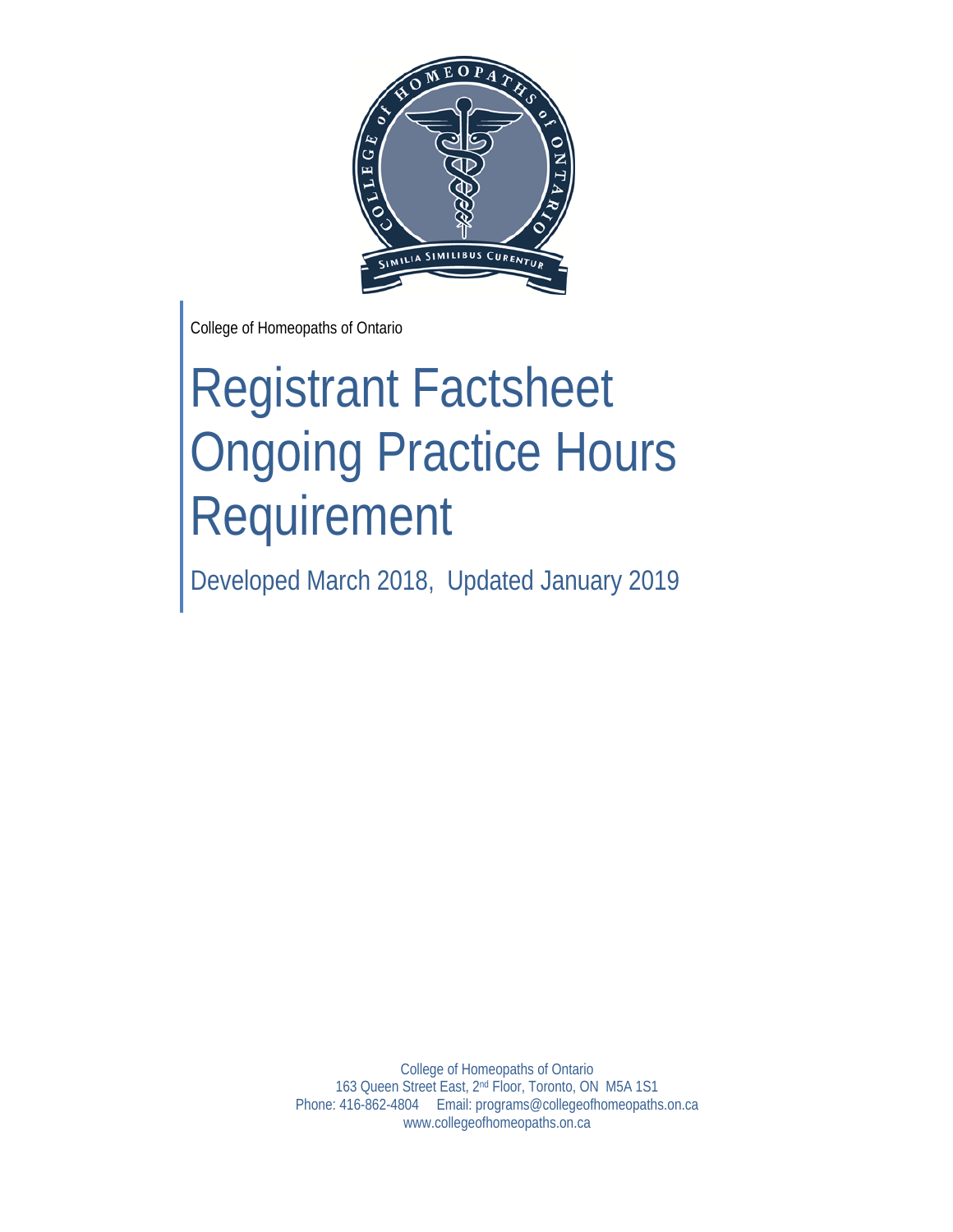College of Homeopaths of Ontario

# Registrant Factsheet Ongoing Practice Hours Requirement

Developed March 2018, Updated January 2019

College of Homeopaths of Ontario
163 Queen Street East, 2nd Floor, Toronto, ON M5A 1S1
Phone: 416-862-4804 Email: programs@collegeofhomeopaths.on.ca
www.collegeofhomeopaths.on.ca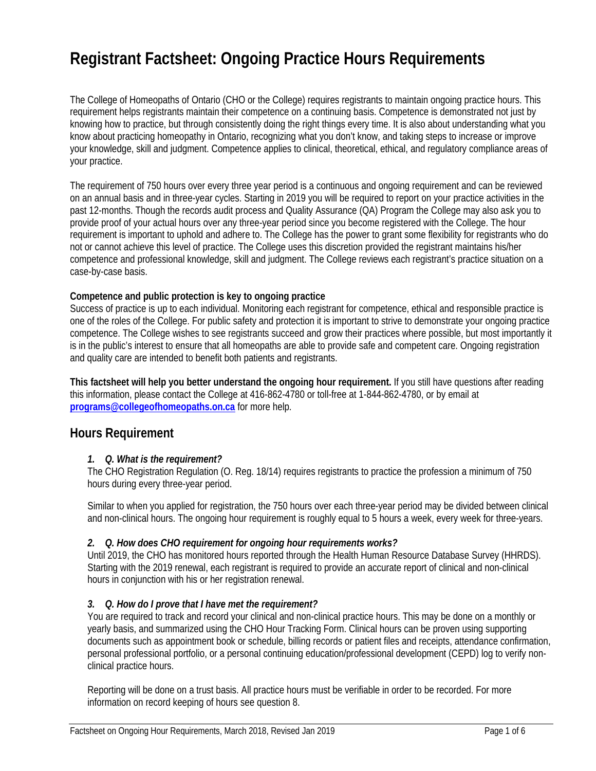# Registrant Factsheet: Ongoing Practice Hours Requirements

The College of Homeopaths of Ontario (CHO or the College) requires registrants to maintain ongoing practice hours. This requirement helps registrants maintain their competence on a continuing basis. Competence is demonstrated not just by knowing how to practice, but through consistently doing the right things every time. It is also about understanding what you know about practicing homeopathy in Ontario, recognizing what you don't know, and taking steps to increase or improve your knowledge, skill and judgment. Competence applies to clinical, theoretical, ethical, and regulatory compliance areas of your practice.

The requirement of 750 hours over every three year period is a continuous and ongoing requirement and can be reviewed on an annual basis and in three-year cycles. Starting in 2019 you will be required to report on your practice activities in the past 12-months. Though the records audit process and Quality Assurance (QA) Program the College may also ask you to provide proof of your actual hours over any three-year period since you become registered with the College. The hour requirement is important to uphold and adhere to. The College has the power to grant some flexibility for registrants who do not or cannot achieve this level of practice. The College uses this discretion provided the registrant maintains his/her competence and professional knowledge, skill and judgment. The College reviews each registrant's practice situation on a case-by-case basis.

**Competence and public protection is key to ongoing practice**

Success of practice is up to each individual. Monitoring each registrant for competence, ethical and responsible practice is one of the roles of the College. For public safety and protection it is important to strive to demonstrate your ongoing practice competence. The College wishes to see registrants succeed and grow their practices where possible, but most importantly it is in the public's interest to ensure that all homeopaths are able to provide safe and competent care. Ongoing registration and quality care are intended to benefit both patients and registrants.

**This factsheet will help you better understand the ongoing hour requirement.** If you still have questions after reading this information, please contact the College at 416-862-4780 or toll-free at 1-844-862-4780, or by email at **programs@collegeofhomeopaths.on.ca** for more help.

## Hours Requirement

1. ***Q. What is the requirement?***

   The CHO Registration Regulation (O. Reg. 18/14) requires registrants to practice the profession a minimum of 750 hours during every three-year period.

   Similar to when you applied for registration, the 750 hours over each three-year period may be divided between clinical and non-clinical hours. The ongoing hour requirement is roughly equal to 5 hours a week, every week for three-years.

2. ***Q. How does CHO requirement for ongoing hour requirements works?***

   Until 2019, the CHO has monitored hours reported through the Health Human Resource Database Survey (HHRDS). Starting with the 2019 renewal, each registrant is required to provide an accurate report of clinical and non-clinical hours in conjunction with his or her registration renewal.

3. ***Q. How do I prove that I have met the requirement?***

   You are required to track and record your clinical and non-clinical practice hours. This may be done on a monthly or yearly basis, and summarized using the CHO Hour Tracking Form. Clinical hours can be proven using supporting documents such as appointment book or schedule, billing records or patient files and receipts, attendance confirmation, personal professional portfolio, or a personal continuing education/professional development (CEPD) log to verify non-clinical practice hours.

   Reporting will be done on a trust basis. All practice hours must be verifiable in order to be recorded. For more information on record keeping of hours see question 8.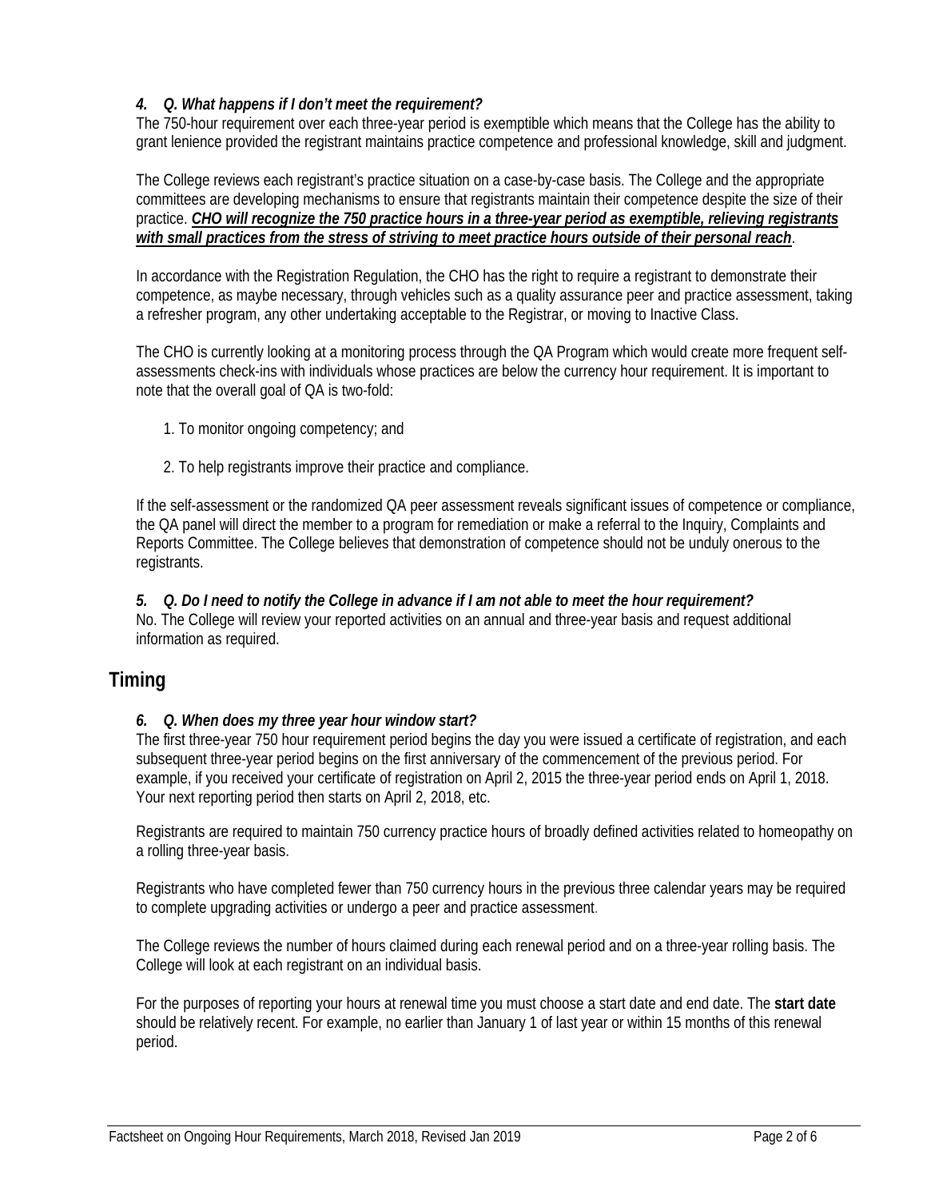### *4. Q. What happens if I don't meet the requirement?*

The 750-hour requirement over each three-year period is exemptible which means that the College has the ability to grant lenience provided the registrant maintains practice competence and professional knowledge, skill and judgment.

The College reviews each registrant's practice situation on a case-by-case basis. The College and the appropriate committees are developing mechanisms to ensure that registrants maintain their competence despite the size of their practice. ***CHO will recognize the 750 practice hours in a three-year period as exemptible, relieving registrants with small practices from the stress of striving to meet practice hours outside of their personal reach***.

In accordance with the Registration Regulation, the CHO has the right to require a registrant to demonstrate their competence, as maybe necessary, through vehicles such as a quality assurance peer and practice assessment, taking a refresher program, any other undertaking acceptable to the Registrar, or moving to Inactive Class.

The CHO is currently looking at a monitoring process through the QA Program which would create more frequent self-assessments check-ins with individuals whose practices are below the currency hour requirement. It is important to note that the overall goal of QA is two-fold:

1. To monitor ongoing competency; and
2. To help registrants improve their practice and compliance.

If the self-assessment or the randomized QA peer assessment reveals significant issues of competence or compliance, the QA panel will direct the member to a program for remediation or make a referral to the Inquiry, Complaints and Reports Committee. The College believes that demonstration of competence should not be unduly onerous to the registrants.

### *5. Q. Do I need to notify the College in advance if I am not able to meet the hour requirement?*

No. The College will review your reported activities on an annual and three-year basis and request additional information as required.

## Timing

### *6. Q. When does my three year hour window start?*

The first three-year 750 hour requirement period begins the day you were issued a certificate of registration, and each subsequent three-year period begins on the first anniversary of the commencement of the previous period. For example, if you received your certificate of registration on April 2, 2015 the three-year period ends on April 1, 2018. Your next reporting period then starts on April 2, 2018, etc.

Registrants are required to maintain 750 currency practice hours of broadly defined activities related to homeopathy on a rolling three-year basis.

Registrants who have completed fewer than 750 currency hours in the previous three calendar years may be required to complete upgrading activities or undergo a peer and practice assessment.

The College reviews the number of hours claimed during each renewal period and on a three-year rolling basis. The College will look at each registrant on an individual basis.

For the purposes of reporting your hours at renewal time you must choose a start date and end date. The **start date** should be relatively recent. For example, no earlier than January 1 of last year or within 15 months of this renewal period.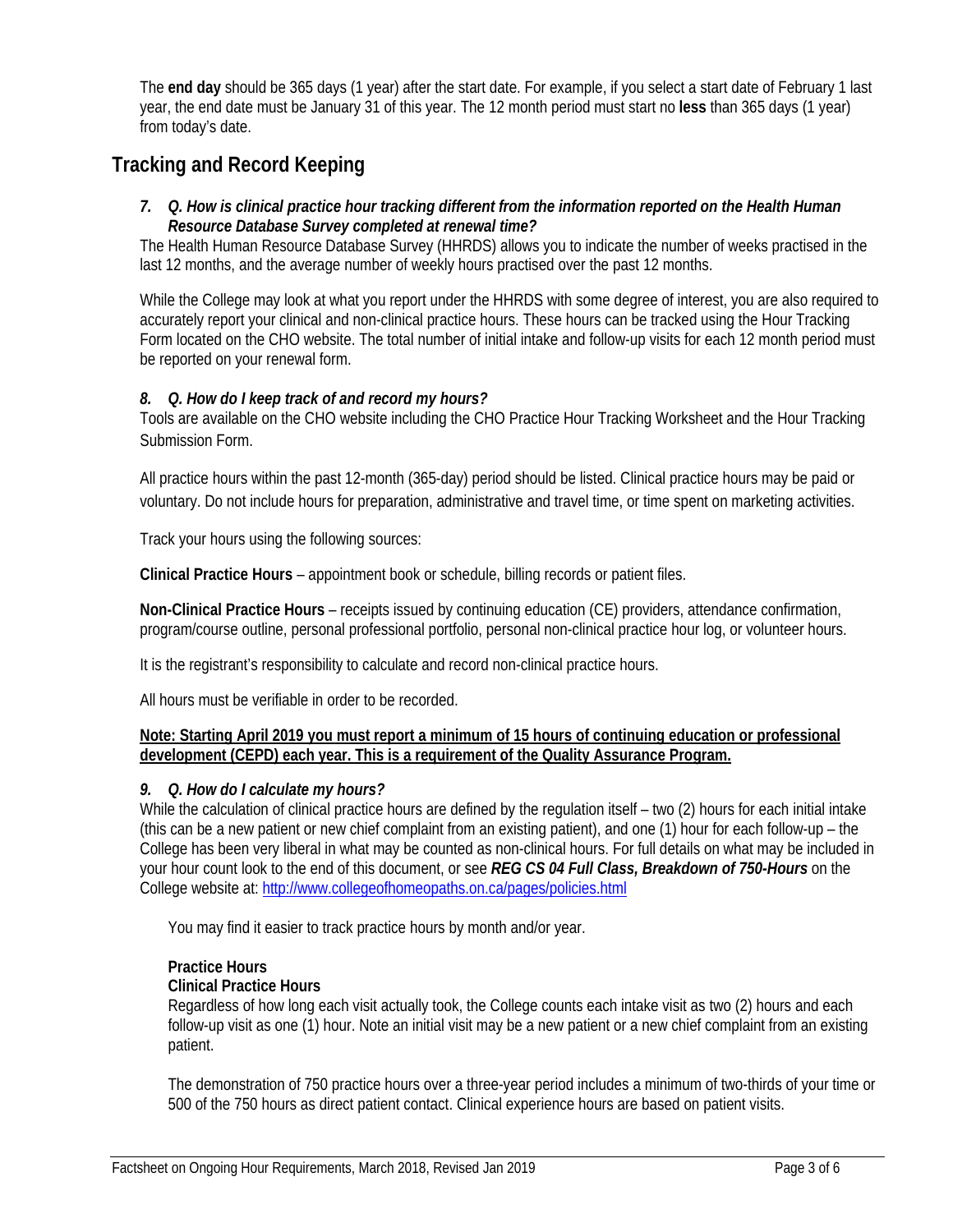The **end day** should be 365 days (1 year) after the start date. For example, if you select a start date of February 1 last year, the end date must be January 31 of this year. The 12 month period must start no **less** than 365 days (1 year) from today's date.

## Tracking and Record Keeping

***7. Q. How is clinical practice hour tracking different from the information reported on the Health Human Resource Database Survey completed at renewal time?***

The Health Human Resource Database Survey (HHRDS) allows you to indicate the number of weeks practised in the last 12 months, and the average number of weekly hours practised over the past 12 months.

While the College may look at what you report under the HHRDS with some degree of interest, you are also required to accurately report your clinical and non-clinical practice hours. These hours can be tracked using the Hour Tracking Form located on the CHO website. The total number of initial intake and follow-up visits for each 12 month period must be reported on your renewal form.

***8. Q. How do I keep track of and record my hours?***

Tools are available on the CHO website including the CHO Practice Hour Tracking Worksheet and the Hour Tracking Submission Form.

All practice hours within the past 12-month (365-day) period should be listed. Clinical practice hours may be paid or voluntary. Do not include hours for preparation, administrative and travel time, or time spent on marketing activities.

Track your hours using the following sources:

**Clinical Practice Hours** – appointment book or schedule, billing records or patient files.

**Non-Clinical Practice Hours** – receipts issued by continuing education (CE) providers, attendance confirmation, program/course outline, personal professional portfolio, personal non-clinical practice hour log, or volunteer hours.

It is the registrant's responsibility to calculate and record non-clinical practice hours.

All hours must be verifiable in order to be recorded.

<u>**Note: Starting April 2019 you must report a minimum of 15 hours of continuing education or professional development (CEPD) each year. This is a requirement of the Quality Assurance Program.**</u>

***9. Q. How do I calculate my hours?***

While the calculation of clinical practice hours are defined by the regulation itself – two (2) hours for each initial intake (this can be a new patient or new chief complaint from an existing patient), and one (1) hour for each follow-up – the College has been very liberal in what may be counted as non-clinical hours. For full details on what may be included in your hour count look to the end of this document, or see ***REG CS 04 Full Class, Breakdown of 750-Hours*** on the College website at: http://www.collegeofhomeopaths.on.ca/pages/policies.html

You may find it easier to track practice hours by month and/or year.

**Practice Hours**

**Clinical Practice Hours**

Regardless of how long each visit actually took, the College counts each intake visit as two (2) hours and each follow-up visit as one (1) hour. Note an initial visit may be a new patient or a new chief complaint from an existing patient.

The demonstration of 750 practice hours over a three-year period includes a minimum of two-thirds of your time or 500 of the 750 hours as direct patient contact. Clinical experience hours are based on patient visits.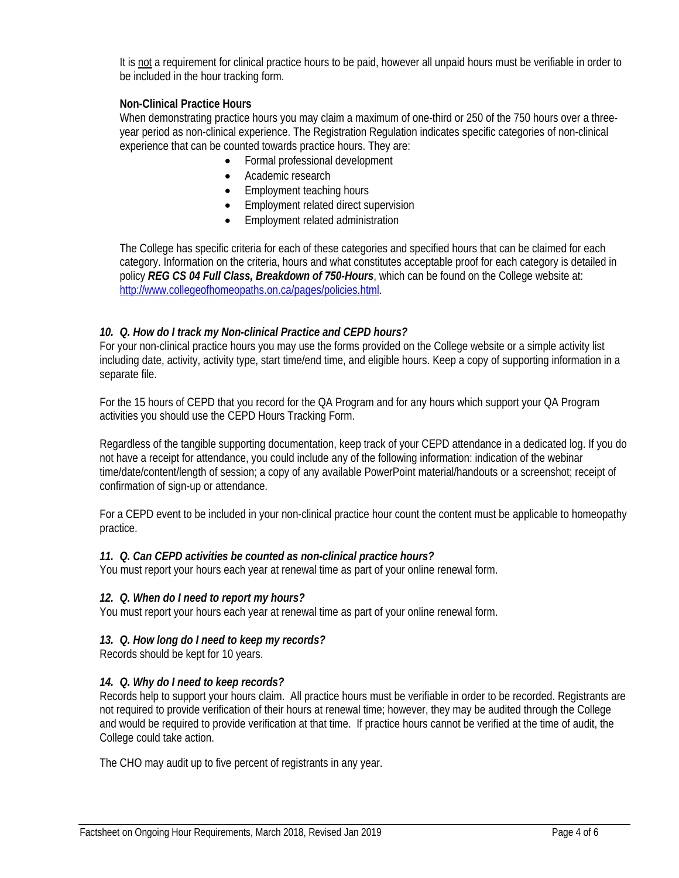It is not a requirement for clinical practice hours to be paid, however all unpaid hours must be verifiable in order to be included in the hour tracking form.

**Non-Clinical Practice Hours**

When demonstrating practice hours you may claim a maximum of one-third or 250 of the 750 hours over a three-year period as non-clinical experience. The Registration Regulation indicates specific categories of non-clinical experience that can be counted towards practice hours. They are:

- Formal professional development
- Academic research
- Employment teaching hours
- Employment related direct supervision
- Employment related administration

The College has specific criteria for each of these categories and specified hours that can be claimed for each category. Information on the criteria, hours and what constitutes acceptable proof for each category is detailed in policy ***REG CS 04 Full Class, Breakdown of 750-Hours***, which can be found on the College website at: http://www.collegeofhomeopaths.on.ca/pages/policies.html.

### *10. Q. How do I track my Non-clinical Practice and CEPD hours?*

For your non-clinical practice hours you may use the forms provided on the College website or a simple activity list including date, activity, activity type, start time/end time, and eligible hours. Keep a copy of supporting information in a separate file.

For the 15 hours of CEPD that you record for the QA Program and for any hours which support your QA Program activities you should use the CEPD Hours Tracking Form.

Regardless of the tangible supporting documentation, keep track of your CEPD attendance in a dedicated log. If you do not have a receipt for attendance, you could include any of the following information: indication of the webinar time/date/content/length of session; a copy of any available PowerPoint material/handouts or a screenshot; receipt of confirmation of sign-up or attendance.

For a CEPD event to be included in your non-clinical practice hour count the content must be applicable to homeopathy practice.

### *11. Q. Can CEPD activities be counted as non-clinical practice hours?*

You must report your hours each year at renewal time as part of your online renewal form.

### *12. Q. When do I need to report my hours?*

You must report your hours each year at renewal time as part of your online renewal form.

### *13. Q. How long do I need to keep my records?*

Records should be kept for 10 years.

### *14. Q. Why do I need to keep records?*

Records help to support your hours claim. All practice hours must be verifiable in order to be recorded. Registrants are not required to provide verification of their hours at renewal time; however, they may be audited through the College and would be required to provide verification at that time. If practice hours cannot be verified at the time of audit, the College could take action.

The CHO may audit up to five percent of registrants in any year.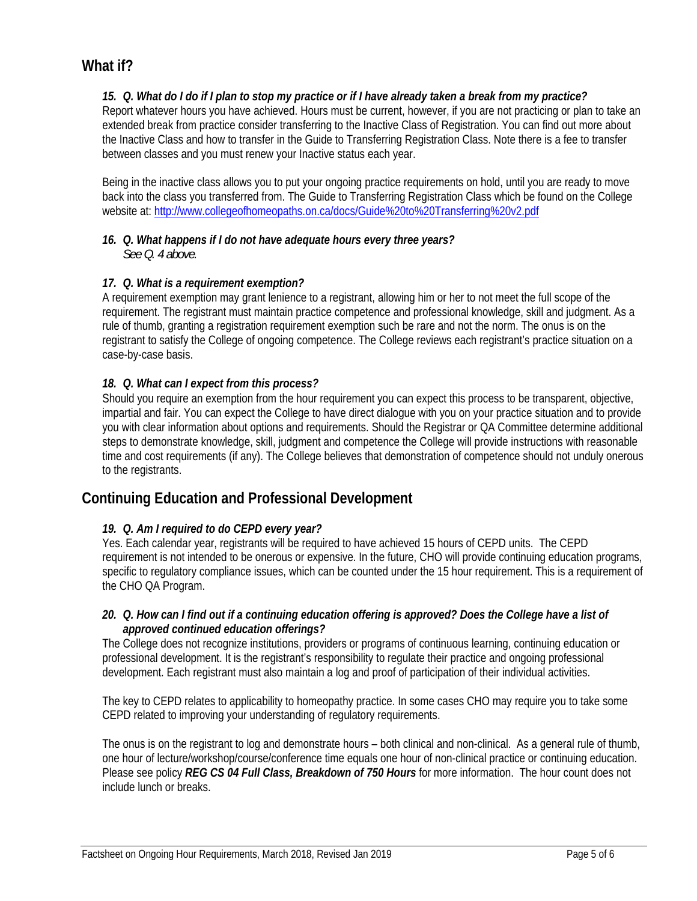## What if?

*15. Q. What do I do if I plan to stop my practice or if I have already taken a break from my practice?*

Report whatever hours you have achieved. Hours must be current, however, if you are not practicing or plan to take an extended break from practice consider transferring to the Inactive Class of Registration. You can find out more about the Inactive Class and how to transfer in the Guide to Transferring Registration Class. Note there is a fee to transfer between classes and you must renew your Inactive status each year.

Being in the inactive class allows you to put your ongoing practice requirements on hold, until you are ready to move back into the class you transferred from. The Guide to Transferring Registration Class which be found on the College website at: http://www.collegeofhomeopaths.on.ca/docs/Guide%20to%20Transferring%20v2.pdf

*16. Q. What happens if I do not have adequate hours every three years?*
*See Q. 4 above.*

*17. Q. What is a requirement exemption?*

A requirement exemption may grant lenience to a registrant, allowing him or her to not meet the full scope of the requirement. The registrant must maintain practice competence and professional knowledge, skill and judgment. As a rule of thumb, granting a registration requirement exemption such be rare and not the norm. The onus is on the registrant to satisfy the College of ongoing competence. The College reviews each registrant's practice situation on a case-by-case basis.

*18. Q. What can I expect from this process?*

Should you require an exemption from the hour requirement you can expect this process to be transparent, objective, impartial and fair. You can expect the College to have direct dialogue with you on your practice situation and to provide you with clear information about options and requirements. Should the Registrar or QA Committee determine additional steps to demonstrate knowledge, skill, judgment and competence the College will provide instructions with reasonable time and cost requirements (if any). The College believes that demonstration of competence should not unduly onerous to the registrants.

## Continuing Education and Professional Development

*19. Q. Am I required to do CEPD every year?*

Yes. Each calendar year, registrants will be required to have achieved 15 hours of CEPD units. The CEPD requirement is not intended to be onerous or expensive. In the future, CHO will provide continuing education programs, specific to regulatory compliance issues, which can be counted under the 15 hour requirement. This is a requirement of the CHO QA Program.

*20. Q. How can I find out if a continuing education offering is approved? Does the College have a list of approved continued education offerings?*

The College does not recognize institutions, providers or programs of continuous learning, continuing education or professional development. It is the registrant's responsibility to regulate their practice and ongoing professional development. Each registrant must also maintain a log and proof of participation of their individual activities.

The key to CEPD relates to applicability to homeopathy practice. In some cases CHO may require you to take some CEPD related to improving your understanding of regulatory requirements.

The onus is on the registrant to log and demonstrate hours – both clinical and non-clinical. As a general rule of thumb, one hour of lecture/workshop/course/conference time equals one hour of non-clinical practice or continuing education. Please see policy ***REG CS 04 Full Class, Breakdown of 750 Hours*** for more information. The hour count does not include lunch or breaks.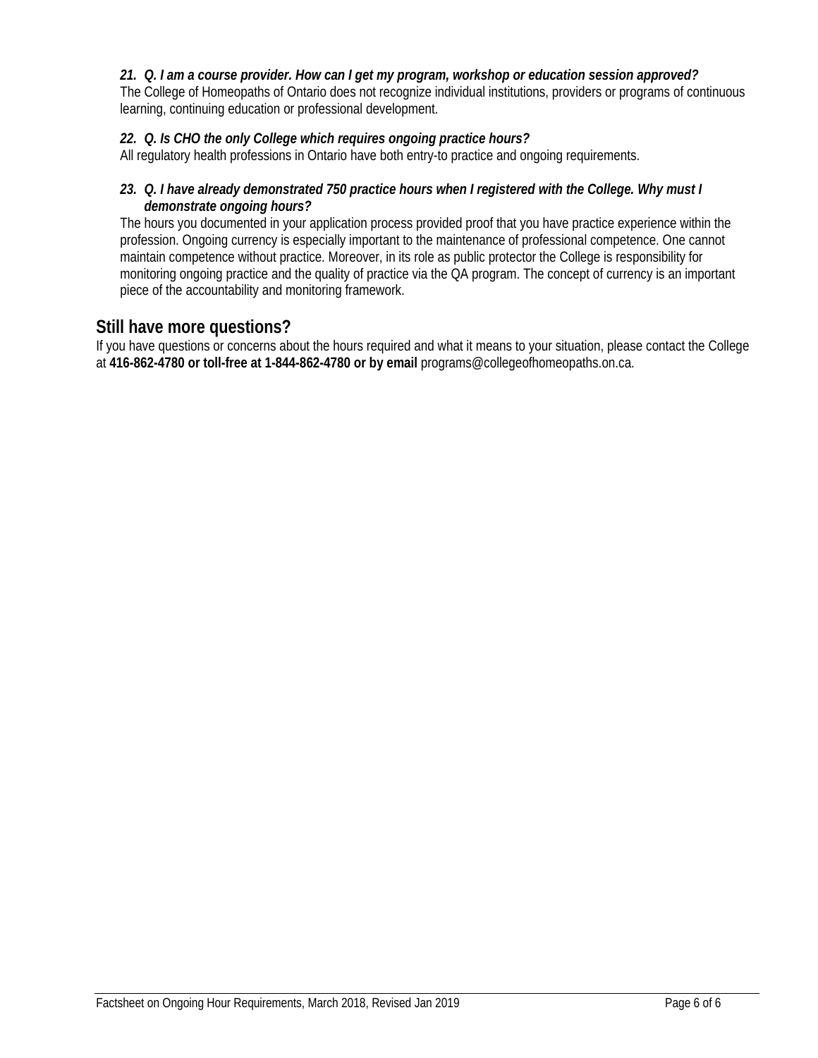21. ***Q. I am a course provider. How can I get my program, workshop or education session approved?***
    The College of Homeopaths of Ontario does not recognize individual institutions, providers or programs of continuous learning, continuing education or professional development.

22. ***Q. Is CHO the only College which requires ongoing practice hours?***
    All regulatory health professions in Ontario have both entry-to practice and ongoing requirements.

23. ***Q. I have already demonstrated 750 practice hours when I registered with the College. Why must I demonstrate ongoing hours?***
    The hours you documented in your application process provided proof that you have practice experience within the profession. Ongoing currency is especially important to the maintenance of professional competence. One cannot maintain competence without practice. Moreover, in its role as public protector the College is responsibility for monitoring ongoing practice and the quality of practice via the QA program. The concept of currency is an important piece of the accountability and monitoring framework.

## Still have more questions?

If you have questions or concerns about the hours required and what it means to your situation, please contact the College at **416-862-4780 or toll-free at 1-844-862-4780 or by email** programs@collegeofhomeopaths.on.ca.